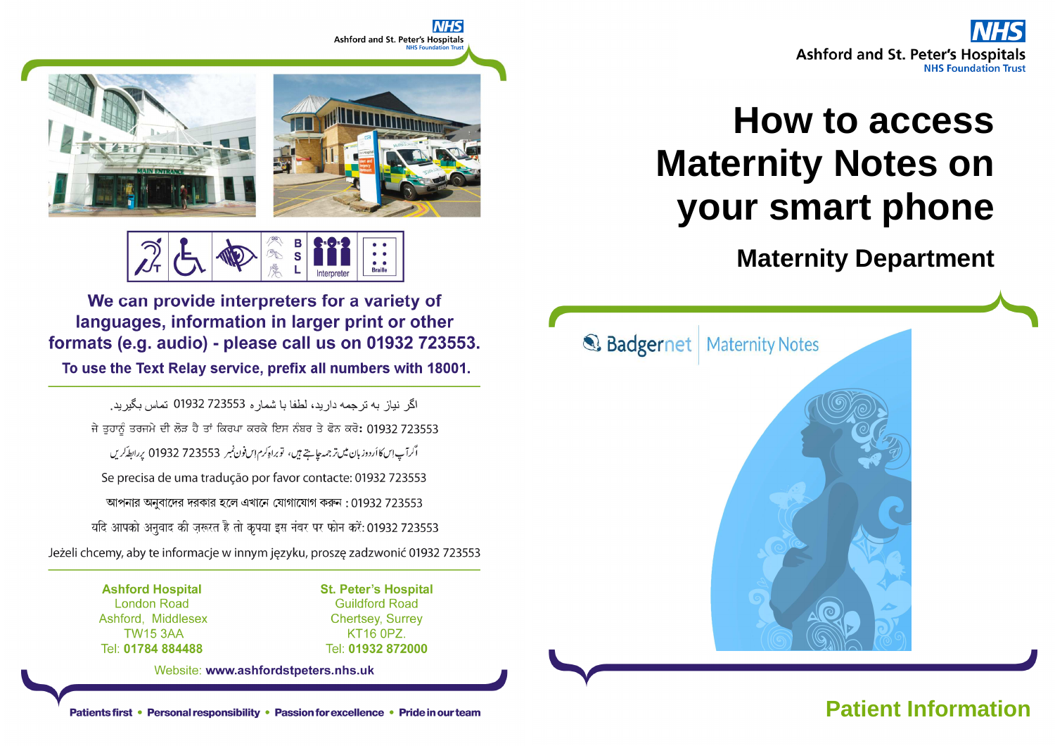# How to access Maternity Notes on your smart phone

## Maternity Department

Badgernet | Maternity Notes

Patient Information

We can provide interpreters for a variety of languages, information in larger print or other formats (e.g. audio) - please call us on 01932 723553.

To use the Text Relay service, prefix all numbers with 18001.

اگر نیاز به ترجمه دارید، لطفا با شماره 01932 723553 تماس بگیرید.

ਜੇ ਤੁਹਾਨੂੰ ਤਰਜਮੇ ਦੀ ਲੋੜ ਹੈ ਤਾਂ ਕਿਰਪਾ ਕਰਕੇ ਇਸ ਨੰਬਰ ਤੇ ਫੋਨ ਕਰੋ: 01932 723553

اگر آپ اس کا اُردو زبان میں ترجمہ چاہتے ہیں، تو براہِ کرم اس فون نمبر 01932 723553 پر رابطہ کریں

Se precisa de uma tradução por favor contacte: 01932 723553

আপনার অনুবাদের দরকার হলে এখানে যোগাযোগ করুন : 01932 723553

यदि आपको अनुवाद की ज़रूरत है तो कृपया इस नंबर पर फोन करें: 01932 723553

Jeżeli chcemy, aby te informacje w innym języku, proszę zadzwonić 01932 723553

**Ashford Hospital**
London Road
Ashford, Middlesex
TW15 3AA
Tel: **01784 884488**

**St. Peter's Hospital**
Guildford Road
Chertsey, Surrey
KT16 0PZ.
Tel: **01932 872000**

Website: **www.ashfordstpeters.nhs.uk**

Patients first • Personal responsibility • Passion for excellence • Pride in our team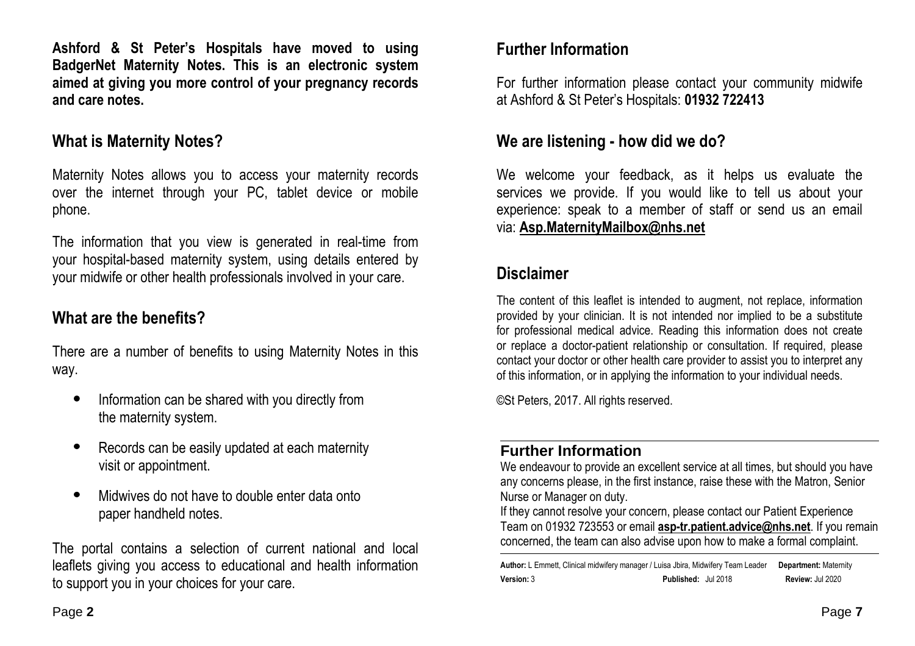**Ashford & St Peter's Hospitals have moved to using BadgerNet Maternity Notes. This is an electronic system aimed at giving you more control of your pregnancy records and care notes.**

## What is Maternity Notes?

Maternity Notes allows you to access your maternity records over the internet through your PC, tablet device or mobile phone.

The information that you view is generated in real-time from your hospital-based maternity system, using details entered by your midwife or other health professionals involved in your care.

## What are the benefits?

There are a number of benefits to using Maternity Notes in this way.

- Information can be shared with you directly from the maternity system.
- Records can be easily updated at each maternity visit or appointment.
- Midwives do not have to double enter data onto paper handheld notes.

The portal contains a selection of current national and local leaflets giving you access to educational and health information to support you in your choices for your care.

## Further Information

For further information please contact your community midwife at Ashford & St Peter's Hospitals: **01932 722413**

## We are listening - how did we do?

We welcome your feedback, as it helps us evaluate the services we provide. If you would like to tell us about your experience: speak to a member of staff or send us an email via: **Asp.MaternityMailbox@nhs.net**

## Disclaimer

The content of this leaflet is intended to augment, not replace, information provided by your clinician. It is not intended nor implied to be a substitute for professional medical advice. Reading this information does not create or replace a doctor-patient relationship or consultation. If required, please contact your doctor or other health care provider to assist you to interpret any of this information, or in applying the information to your individual needs.

©St Peters, 2017. All rights reserved.

### Further Information

We endeavour to provide an excellent service at all times, but should you have any concerns please, in the first instance, raise these with the Matron, Senior Nurse or Manager on duty.
If they cannot resolve your concern, please contact our Patient Experience Team on 01932 723553 or email **asp-tr.patient.advice@nhs.net**. If you remain concerned, the team can also advise upon how to make a formal complaint.

**Author:** L Emmett, Clinical midwifery manager / Luisa Jbira, Midwifery Team Leader **Department:** Maternity
**Version:** 3 **Published:** Jul 2018 **Review:** Jul 2020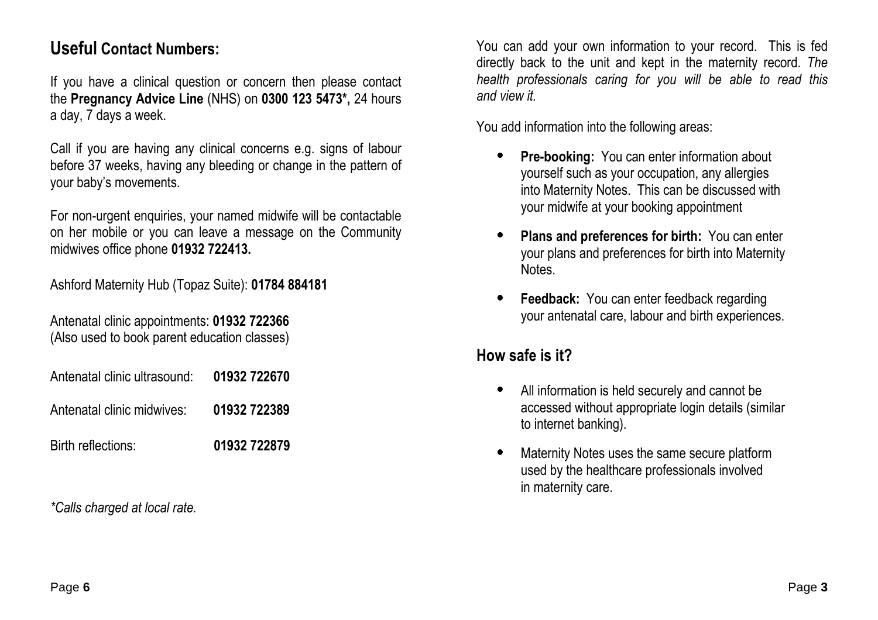## **Useful** Contact Numbers:

If you have a clinical question or concern then please contact the **Pregnancy Advice Line** (NHS) on **0300 123 5473*,** 24 hours a day, 7 days a week.

Call if you are having any clinical concerns e.g. signs of labour before 37 weeks, having any bleeding or change in the pattern of your baby's movements.

For non-urgent enquiries, your named midwife will be contactable on her mobile or you can leave a message on the Community midwives office phone **01932 722413.**

Ashford Maternity Hub (Topaz Suite): **01784 884181**

Antenatal clinic appointments: **01932 722366**
(Also used to book parent education classes)

Antenatal clinic ultrasound: **01932 722670**

Antenatal clinic midwives: **01932 722389**

Birth reflections: **01932 722879**

*\*Calls charged at local rate.*

You can add your own information to your record. This is fed directly back to the unit and kept in the maternity record. *The health professionals caring for you will be able to read this and view it.*

You add information into the following areas:

- **Pre-booking:** You can enter information about yourself such as your occupation, any allergies into Maternity Notes. This can be discussed with your midwife at your booking appointment
- **Plans and preferences for birth:** You can enter your plans and preferences for birth into Maternity Notes.
- **Feedback:** You can enter feedback regarding your antenatal care, labour and birth experiences.

## How safe is it?

- All information is held securely and cannot be accessed without appropriate login details (similar to internet banking).
- Maternity Notes uses the same secure platform used by the healthcare professionals involved in maternity care.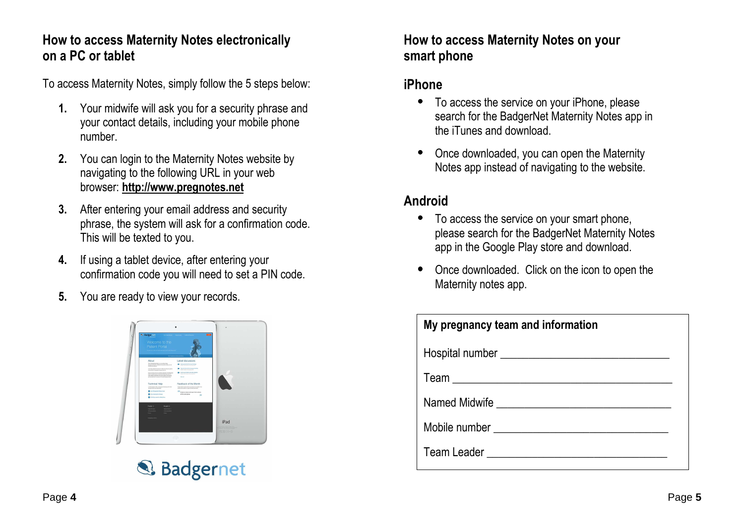## How to access Maternity Notes electronically on a PC or tablet

To access Maternity Notes, simply follow the 5 steps below:

1. Your midwife will ask you for a security phrase and your contact details, including your mobile phone number.
2. You can login to the Maternity Notes website by navigating to the following URL in your web browser: **http://www.pregnotes.net**
3. After entering your email address and security phrase, the system will ask for a confirmation code. This will be texted to you.
4. If using a tablet device, after entering your confirmation code you will need to set a PIN code.
5. You are ready to view your records.

## How to access Maternity Notes on your smart phone

### iPhone

- To access the service on your iPhone, please search for the BadgerNet Maternity Notes app in the iTunes and download.
- Once downloaded, you can open the Maternity Notes app instead of navigating to the website.

### Android

- To access the service on your smart phone, please search for the BadgerNet Maternity Notes app in the Google Play store and download.
- Once downloaded. Click on the icon to open the Maternity notes app.

**My pregnancy team and information**

Hospital number ______________________________

Team ________________________________________

Named Midwife _______________________________

Mobile number _______________________________

Team Leader _________________________________